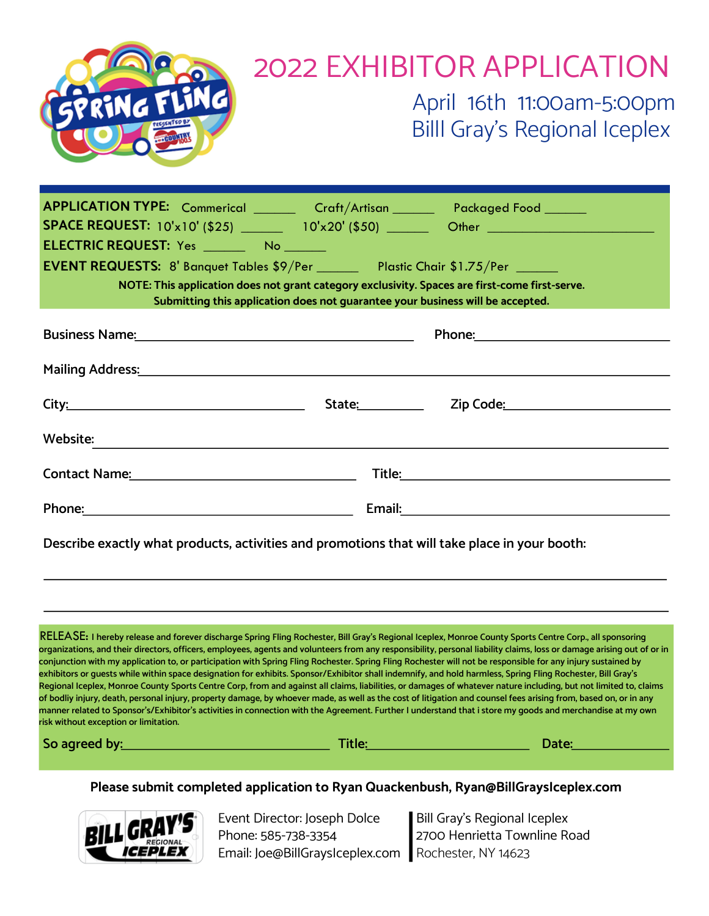# 2022 EXHIBITOR APPLICATION

## April 16th 11:00am-5:00pm
## Billl Gray's Regional Iceplex

**APPLICATION TYPE:** Commerical ______ Craft/Artisan ______ Packaged Food ______
**SPACE REQUEST:** 10'x10' ($25) ______ 10'x20' ($50) ______ Other ________________________
**ELECTRIC REQUEST:** Yes ______ No ______
**EVENT REQUESTS:** 8' Banquet Tables $9/Per ______ Plastic Chair $1.75/Per ______

**NOTE: This application does not grant category exclusivity. Spaces are first-come first-serve. Submitting this application does not guarantee your business will be accepted.**

Business Name:________________________________________ Phone:__________________________

Mailing Address:______________________________________________________________________

City:________________________________ State:_________ Zip Code:______________________

Website:_____________________________________________________________________________

Contact Name:________________________________ Title:____________________________________

Phone:_______________________________________ Email:____________________________________

Describe exactly what products, activities and promotions that will take place in your booth:

_____________________________________________________________________________________

_____________________________________________________________________________________

RELEASE: I hereby release and forever discharge Spring Fling Rochester, Bill Gray's Regional Iceplex, Monroe County Sports Centre Corp., all sponsoring organizations, and their directors, officers, employees, agents and volunteers from any responsibility, personal liability claims, loss or damage arising out of or in conjunction with my application to, or participation with Spring Fling Rochester. Spring Fling Rochester will not be responsible for any injury sustained by exhibitors or guests while within space designation for exhibits. Sponsor/Exhibitor shall indemnify, and hold harmless, Spring Fling Rochester, Bill Gray's Regional Iceplex, Monroe County Sports Centre Corp, from and against all claims, liabilities, or damages of whatever nature including, but not limited to, claims of bodliy injury, death, personal injury, property damage, by whoever made, as well as the cost of litigation and counsel fees arising from, based on, or in any manner related to Sponsor's/Exhibitor's activities in connection with the Agreement. Further I understand that i store my goods and merchandise at my own risk without exception or limitation.

So agreed by:____________________________ Title:______________________ Date:_____________

**Please submit completed application to Ryan Quackenbush, Ryan@BillGraysIceplex.com**

Event Director: Joseph Dolce
Phone: 585-738-3354
Email: Joe@BillGraysIceplex.com

Bill Gray's Regional Iceplex
2700 Henrietta Townline Road
Rochester, NY 14623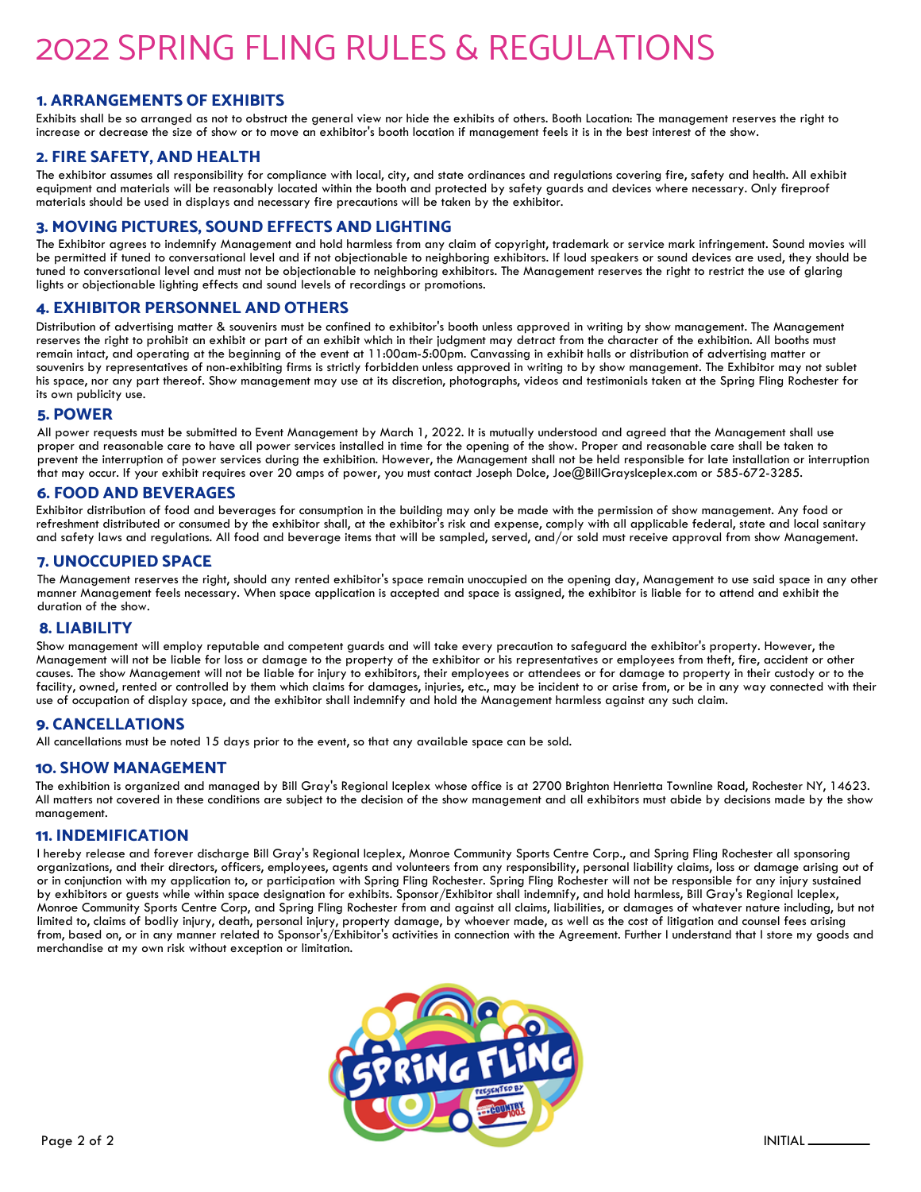# 2022 SPRING FLING RULES & REGULATIONS

## 1. ARRANGEMENTS OF EXHIBITS

Exhibits shall be so arranged as not to obstruct the general view nor hide the exhibits of others. Booth Location: The management reserves the right to increase or decrease the size of show or to move an exhibitor's booth location if management feels it is in the best interest of the show.

## 2. FIRE SAFETY, AND HEALTH

The exhibitor assumes all responsibility for compliance with local, city, and state ordinances and regulations covering fire, safety and health. All exhibit equipment and materials will be reasonably located within the booth and protected by safety guards and devices where necessary. Only fireproof materials should be used in displays and necessary fire precautions will be taken by the exhibitor.

## 3. MOVING PICTURES, SOUND EFFECTS AND LIGHTING

The Exhibitor agrees to indemnify Management and hold harmless from any claim of copyright, trademark or service mark infringement. Sound movies will be permitted if tuned to conversational level and if not objectionable to neighboring exhibitors. If loud speakers or sound devices are used, they should be tuned to conversational level and must not be objectionable to neighboring exhibitors. The Management reserves the right to restrict the use of glaring lights or objectionable lighting effects and sound levels of recordings or promotions.

## 4. EXHIBITOR PERSONNEL AND OTHERS

Distribution of advertising matter & souvenirs must be confined to exhibitor's booth unless approved in writing by show management. The Management reserves the right to prohibit an exhibit or part of an exhibit which in their judgment may detract from the character of the exhibition. All booths must remain intact, and operating at the beginning of the event at 11:00am-5:00pm. Canvassing in exhibit halls or distribution of advertising matter or souvenirs by representatives of non-exhibiting firms is strictly forbidden unless approved in writing to by show management. The Exhibitor may not sublet his space, nor any part thereof. Show management may use at its discretion, photographs, videos and testimonials taken at the Spring Fling Rochester for its own publicity use.

## 5. POWER

All power requests must be submitted to Event Management by March 1, 2022. It is mutually understood and agreed that the Management shall use proper and reasonable care to have all power services installed in time for the opening of the show. Proper and reasonable care shall be taken to prevent the interruption of power services during the exhibition. However, the Management shall not be held responsible for late installation or interruption that may occur. If your exhibit requires over 20 amps of power, you must contact Joseph Dolce, Joe@BillGraysIceplex.com or 585-672-3285.

## 6. FOOD AND BEVERAGES

Exhibitor distribution of food and beverages for consumption in the building may only be made with the permission of show management. Any food or refreshment distributed or consumed by the exhibitor shall, at the exhibitor's risk and expense, comply with all applicable federal, state and local sanitary and safety laws and regulations. All food and beverage items that will be sampled, served, and/or sold must receive approval from show Management.

## 7. UNOCCUPIED SPACE

The Management reserves the right, should any rented exhibitor's space remain unoccupied on the opening day, Management to use said space in any other manner Management feels necessary. When space application is accepted and space is assigned, the exhibitor is liable for to attend and exhibit the duration of the show.

## 8. LIABILITY

Show management will employ reputable and competent guards and will take every precaution to safeguard the exhibitor's property. However, the Management will not be liable for loss or damage to the property of the exhibitor or his representatives or employees from theft, fire, accident or other causes. The show Management will not be liable for injury to exhibitors, their employees or attendees or for damage to property in their custody or to the facility, owned, rented or controlled by them which claims for damages, injuries, etc., may be incident to or arise from, or be in any way connected with their use of occupation of display space, and the exhibitor shall indemnify and hold the Management harmless against any such claim.

## 9. CANCELLATIONS

All cancellations must be noted 15 days prior to the event, so that any available space can be sold.

## 10. SHOW MANAGEMENT

The exhibition is organized and managed by Bill Gray's Regional Iceplex whose office is at 2700 Brighton Henrietta Townline Road, Rochester NY, 14623. All matters not covered in these conditions are subject to the decision of the show management and all exhibitors must abide by decisions made by the show management.

## 11. INDEMIFICATION

I hereby release and forever discharge Bill Gray's Regional Iceplex, Monroe Community Sports Centre Corp., and Spring Fling Rochester all sponsoring organizations, and their directors, officers, employees, agents and volunteers from any responsibility, personal liability claims, loss or damage arising out of or in conjunction with my application to, or participation with Spring Fling Rochester. Spring Fling Rochester will not be responsible for any injury sustained by exhibitors or guests while within space designation for exhibits. Sponsor/Exhibitor shall indemnify, and hold harmless, Bill Gray's Regional Iceplex, Monroe Community Sports Centre Corp, and Spring Fling Rochester from and against all claims, liabilities, or damages of whatever nature including, but not limited to, claims of bodliy injury, death, personal injury, property damage, by whoever made, as well as the cost of litigation and counsel fees arising from, based on, or in any manner related to Sponsor's/Exhibitor's activities in connection with the Agreement. Further I understand that I store my goods and merchandise at my own risk without exception or limitation.

INITIAL ________